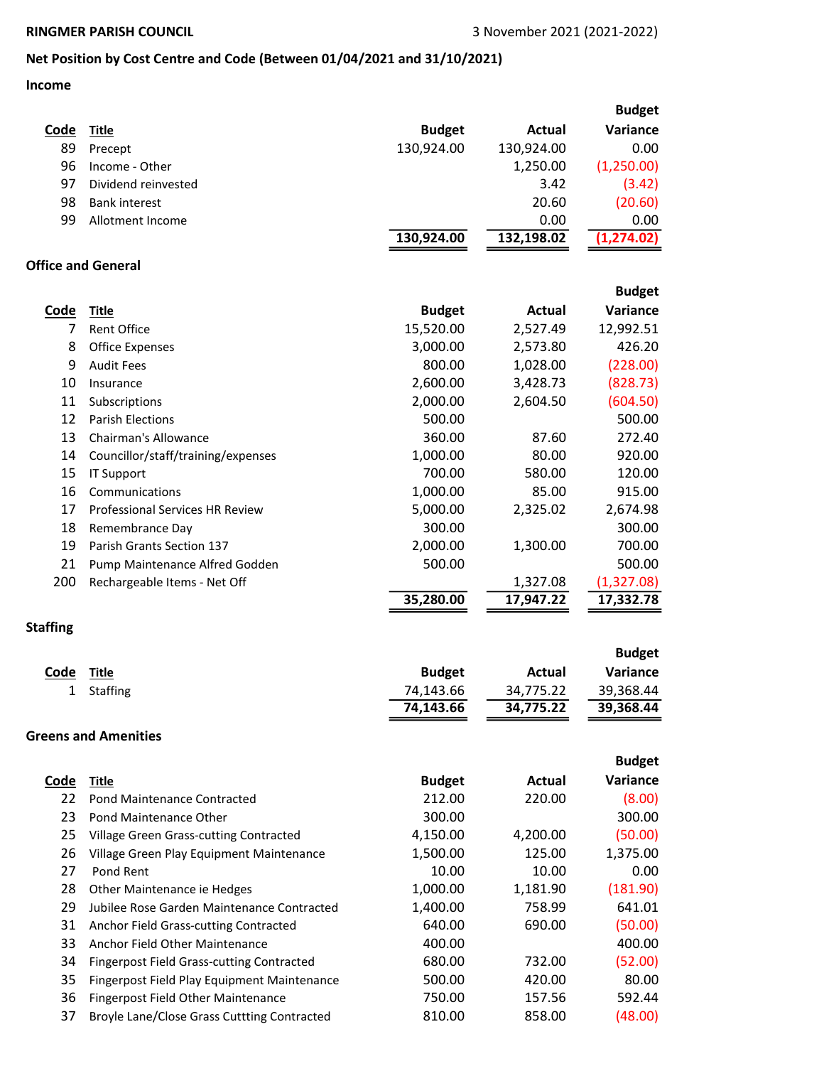**RINGMER PARISH COUNCIL** 3 November 2021 (2021-2022)

## Net Position by Cost Centre and Code (Between 01/04/2021 and 31/10/2021)

### Income

| Code | Title | Budget | Actual | Budget Variance |
|---|---|---|---|---|
| 89 | Precept | 130,924.00 | 130,924.00 | 0.00 |
| 96 | Income - Other | | 1,250.00 | (1,250.00) |
| 97 | Dividend reinvested | | 3.42 | (3.42) |
| 98 | Bank interest | | 20.60 | (20.60) |
| 99 | Allotment Income | | 0.00 | 0.00 |
| | | **130,924.00** | **132,198.02** | **(1,274.02)** |

### Office and General

| Code | Title | Budget | Actual | Budget Variance |
|---|---|---|---|---|
| 7 | Rent Office | 15,520.00 | 2,527.49 | 12,992.51 |
| 8 | Office Expenses | 3,000.00 | 2,573.80 | 426.20 |
| 9 | Audit Fees | 800.00 | 1,028.00 | (228.00) |
| 10 | Insurance | 2,600.00 | 3,428.73 | (828.73) |
| 11 | Subscriptions | 2,000.00 | 2,604.50 | (604.50) |
| 12 | Parish Elections | 500.00 | | 500.00 |
| 13 | Chairman's Allowance | 360.00 | 87.60 | 272.40 |
| 14 | Councillor/staff/training/expenses | 1,000.00 | 80.00 | 920.00 |
| 15 | IT Support | 700.00 | 580.00 | 120.00 |
| 16 | Communications | 1,000.00 | 85.00 | 915.00 |
| 17 | Professional Services HR Review | 5,000.00 | 2,325.02 | 2,674.98 |
| 18 | Remembrance Day | 300.00 | | 300.00 |
| 19 | Parish Grants Section 137 | 2,000.00 | 1,300.00 | 700.00 |
| 21 | Pump Maintenance Alfred Godden | 500.00 | | 500.00 |
| 200 | Rechargeable Items - Net Off | | 1,327.08 | (1,327.08) |
| | | **35,280.00** | **17,947.22** | **17,332.78** |

### Staffing

| Code | Title | Budget | Actual | Budget Variance |
|---|---|---|---|---|
| 1 | Staffing | 74,143.66 | 34,775.22 | 39,368.44 |
| | | **74,143.66** | **34,775.22** | **39,368.44** |

### Greens and Amenities

| Code | Title | Budget | Actual | Budget Variance |
|---|---|---|---|---|
| 22 | Pond Maintenance Contracted | 212.00 | 220.00 | (8.00) |
| 23 | Pond Maintenance Other | 300.00 | | 300.00 |
| 25 | Village Green Grass-cutting Contracted | 4,150.00 | 4,200.00 | (50.00) |
| 26 | Village Green Play Equipment Maintenance | 1,500.00 | 125.00 | 1,375.00 |
| 27 | Pond Rent | 10.00 | 10.00 | 0.00 |
| 28 | Other Maintenance ie Hedges | 1,000.00 | 1,181.90 | (181.90) |
| 29 | Jubilee Rose Garden Maintenance Contracted | 1,400.00 | 758.99 | 641.01 |
| 31 | Anchor Field Grass-cutting Contracted | 640.00 | 690.00 | (50.00) |
| 33 | Anchor Field Other Maintenance | 400.00 | | 400.00 |
| 34 | Fingerpost Field Grass-cutting Contracted | 680.00 | 732.00 | (52.00) |
| 35 | Fingerpost Field Play Equipment Maintenance | 500.00 | 420.00 | 80.00 |
| 36 | Fingerpost Field Other Maintenance | 750.00 | 157.56 | 592.44 |
| 37 | Broyle Lane/Close Grass Cuttting Contracted | 810.00 | 858.00 | (48.00) |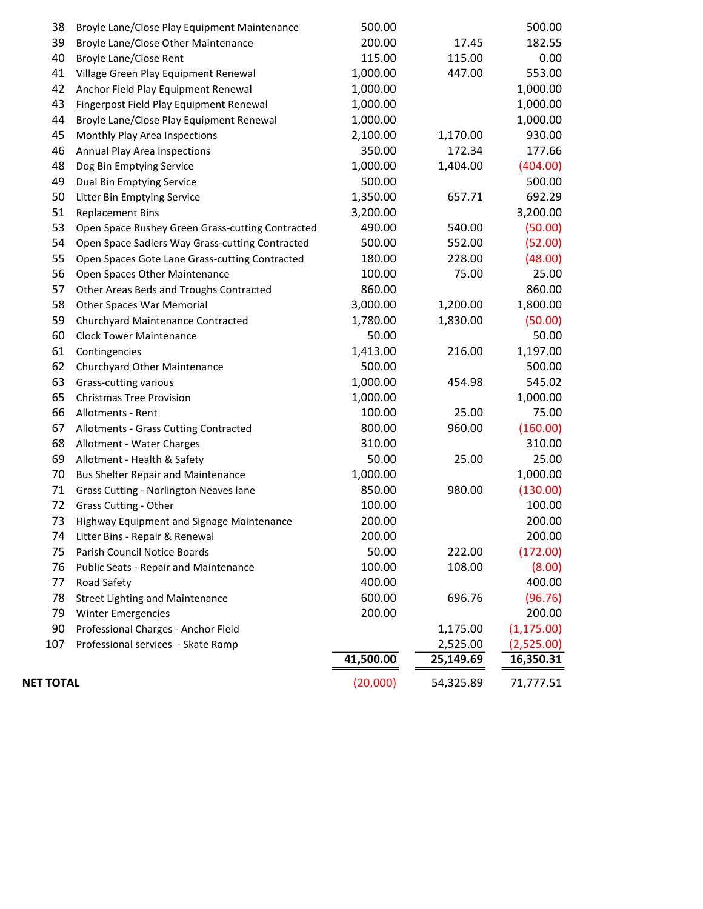| | | | | |
|---|---|---|---|---|
| 38 | Broyle Lane/Close Play Equipment Maintenance | 500.00 | | 500.00 |
| 39 | Broyle Lane/Close Other Maintenance | 200.00 | 17.45 | 182.55 |
| 40 | Broyle Lane/Close Rent | 115.00 | 115.00 | 0.00 |
| 41 | Village Green Play Equipment Renewal | 1,000.00 | 447.00 | 553.00 |
| 42 | Anchor Field Play Equipment Renewal | 1,000.00 | | 1,000.00 |
| 43 | Fingerpost Field Play Equipment Renewal | 1,000.00 | | 1,000.00 |
| 44 | Broyle Lane/Close Play Equipment Renewal | 1,000.00 | | 1,000.00 |
| 45 | Monthly Play Area Inspections | 2,100.00 | 1,170.00 | 930.00 |
| 46 | Annual Play Area Inspections | 350.00 | 172.34 | 177.66 |
| 48 | Dog Bin Emptying Service | 1,000.00 | 1,404.00 | (404.00) |
| 49 | Dual Bin Emptying Service | 500.00 | | 500.00 |
| 50 | Litter Bin Emptying Service | 1,350.00 | 657.71 | 692.29 |
| 51 | Replacement Bins | 3,200.00 | | 3,200.00 |
| 53 | Open Space Rushey Green Grass-cutting Contracted | 490.00 | 540.00 | (50.00) |
| 54 | Open Space Sadlers Way Grass-cutting Contracted | 500.00 | 552.00 | (52.00) |
| 55 | Open Spaces Gote Lane Grass-cutting Contracted | 180.00 | 228.00 | (48.00) |
| 56 | Open Spaces Other Maintenance | 100.00 | 75.00 | 25.00 |
| 57 | Other Areas Beds and Troughs Contracted | 860.00 | | 860.00 |
| 58 | Other Spaces War Memorial | 3,000.00 | 1,200.00 | 1,800.00 |
| 59 | Churchyard Maintenance Contracted | 1,780.00 | 1,830.00 | (50.00) |
| 60 | Clock Tower Maintenance | 50.00 | | 50.00 |
| 61 | Contingencies | 1,413.00 | 216.00 | 1,197.00 |
| 62 | Churchyard Other Maintenance | 500.00 | | 500.00 |
| 63 | Grass-cutting various | 1,000.00 | 454.98 | 545.02 |
| 65 | Christmas Tree Provision | 1,000.00 | | 1,000.00 |
| 66 | Allotments - Rent | 100.00 | 25.00 | 75.00 |
| 67 | Allotments - Grass Cutting Contracted | 800.00 | 960.00 | (160.00) |
| 68 | Allotment - Water Charges | 310.00 | | 310.00 |
| 69 | Allotment - Health & Safety | 50.00 | 25.00 | 25.00 |
| 70 | Bus Shelter Repair and Maintenance | 1,000.00 | | 1,000.00 |
| 71 | Grass Cutting - Norlington Neaves lane | 850.00 | 980.00 | (130.00) |
| 72 | Grass Cutting - Other | 100.00 | | 100.00 |
| 73 | Highway Equipment and Signage Maintenance | 200.00 | | 200.00 |
| 74 | Litter Bins - Repair & Renewal | 200.00 | | 200.00 |
| 75 | Parish Council Notice Boards | 50.00 | 222.00 | (172.00) |
| 76 | Public Seats - Repair and Maintenance | 100.00 | 108.00 | (8.00) |
| 77 | Road Safety | 400.00 | | 400.00 |
| 78 | Street Lighting and Maintenance | 600.00 | 696.76 | (96.76) |
| 79 | Winter Emergencies | 200.00 | | 200.00 |
| 90 | Professional Charges - Anchor Field | | 1,175.00 | (1,175.00) |
| 107 | Professional services - Skate Ramp | | 2,525.00 | (2,525.00) |
| | | **41,500.00** | **25,149.69** | **16,350.31** |
| **NET TOTAL** | | (20,000) | 54,325.89 | 71,777.51 |